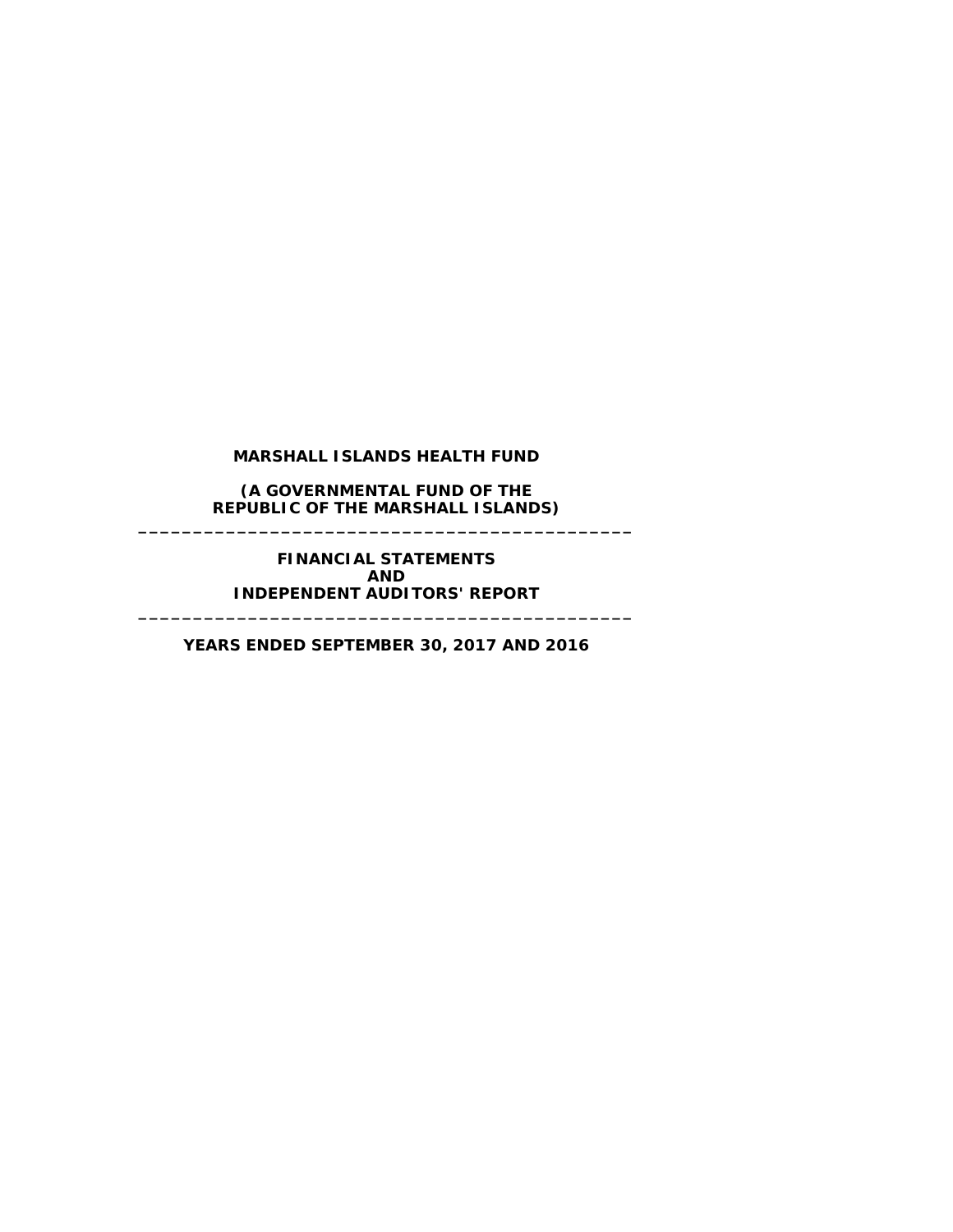# MARSHALL ISLANDS HEALTH FUND

**(A GOVERNMENTAL FUND OF THE REPUBLIC OF THE MARSHALL ISLANDS)**

---

**FINANCIAL STATEMENTS**
**AND**
**INDEPENDENT AUDITORS' REPORT**

---

**YEARS ENDED SEPTEMBER 30, 2017 AND 2016**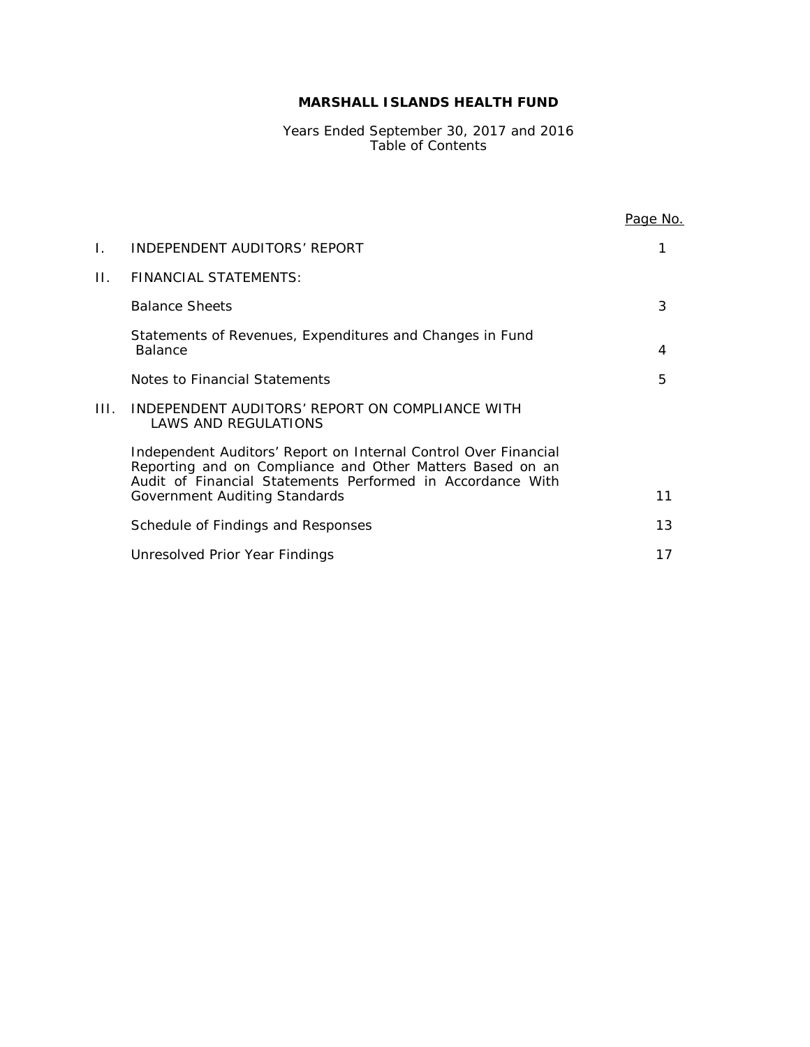# MARSHALL ISLANDS HEALTH FUND

Years Ended September 30, 2017 and 2016
Table of Contents

| | | Page No. |
|---|---|---|
| I. | INDEPENDENT AUDITORS' REPORT | 1 |
| II. | FINANCIAL STATEMENTS: | |
| | Balance Sheets | 3 |
| | Statements of Revenues, Expenditures and Changes in Fund Balance | 4 |
| | Notes to Financial Statements | 5 |
| III. | INDEPENDENT AUDITORS' REPORT ON COMPLIANCE WITH LAWS AND REGULATIONS | |
| | Independent Auditors' Report on Internal Control Over Financial Reporting and on Compliance and Other Matters Based on an Audit of Financial Statements Performed in Accordance With Government Auditing Standards | 11 |
| | Schedule of Findings and Responses | 13 |
| | Unresolved Prior Year Findings | 17 |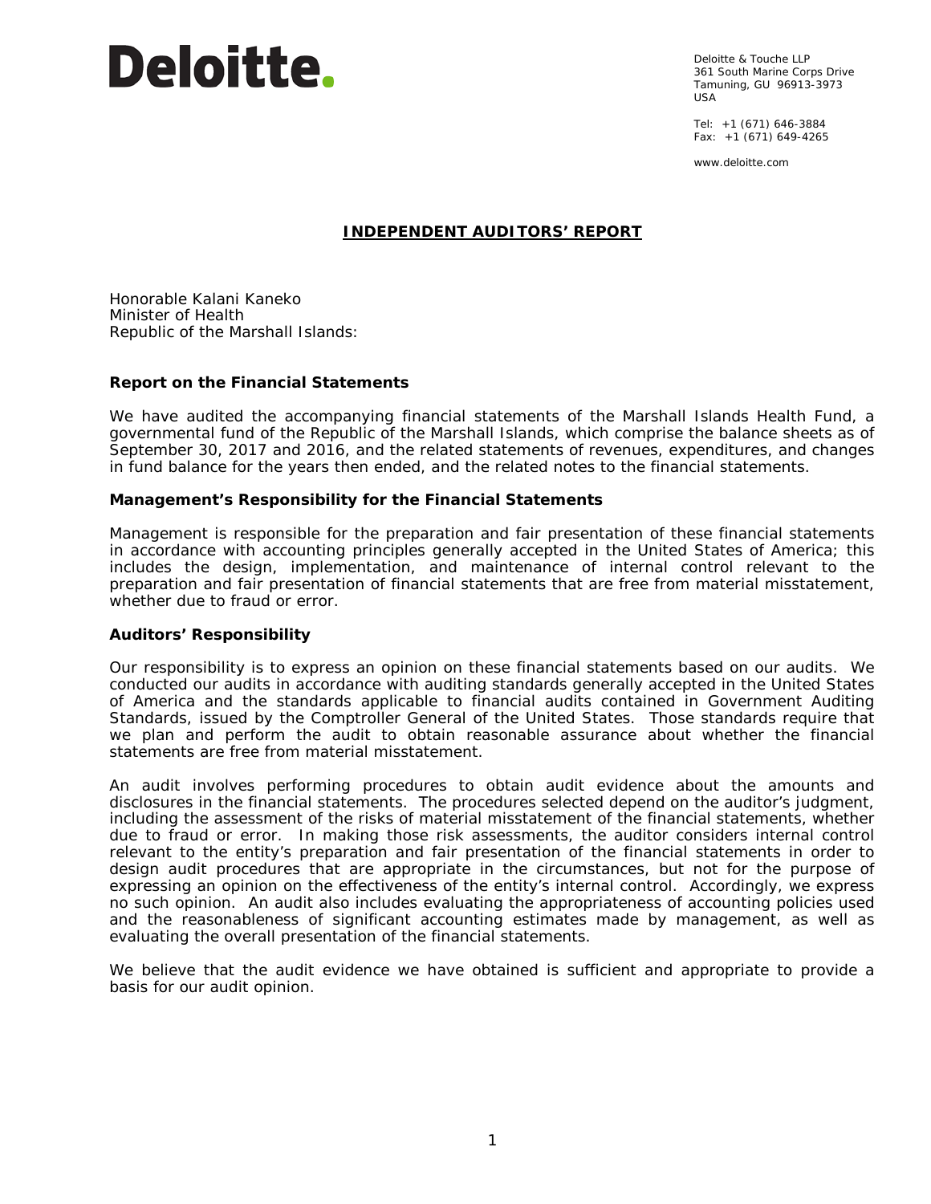Deloitte.

Deloitte & Touche LLP
361 South Marine Corps Drive
Tamuning, GU 96913-3973
USA

Tel: +1 (671) 646-3884
Fax: +1 (671) 649-4265

www.deloitte.com

## INDEPENDENT AUDITORS' REPORT

Honorable Kalani Kaneko
Minister of Health
Republic of the Marshall Islands:

### Report on the Financial Statements

We have audited the accompanying financial statements of the Marshall Islands Health Fund, a governmental fund of the Republic of the Marshall Islands, which comprise the balance sheets as of September 30, 2017 and 2016, and the related statements of revenues, expenditures, and changes in fund balance for the years then ended, and the related notes to the financial statements.

### Management's Responsibility for the Financial Statements

Management is responsible for the preparation and fair presentation of these financial statements in accordance with accounting principles generally accepted in the United States of America; this includes the design, implementation, and maintenance of internal control relevant to the preparation and fair presentation of financial statements that are free from material misstatement, whether due to fraud or error.

### Auditors' Responsibility

Our responsibility is to express an opinion on these financial statements based on our audits. We conducted our audits in accordance with auditing standards generally accepted in the United States of America and the standards applicable to financial audits contained in Government Auditing Standards, issued by the Comptroller General of the United States. Those standards require that we plan and perform the audit to obtain reasonable assurance about whether the financial statements are free from material misstatement.

An audit involves performing procedures to obtain audit evidence about the amounts and disclosures in the financial statements. The procedures selected depend on the auditor's judgment, including the assessment of the risks of material misstatement of the financial statements, whether due to fraud or error. In making those risk assessments, the auditor considers internal control relevant to the entity's preparation and fair presentation of the financial statements in order to design audit procedures that are appropriate in the circumstances, but not for the purpose of expressing an opinion on the effectiveness of the entity's internal control. Accordingly, we express no such opinion. An audit also includes evaluating the appropriateness of accounting policies used and the reasonableness of significant accounting estimates made by management, as well as evaluating the overall presentation of the financial statements.

We believe that the audit evidence we have obtained is sufficient and appropriate to provide a basis for our audit opinion.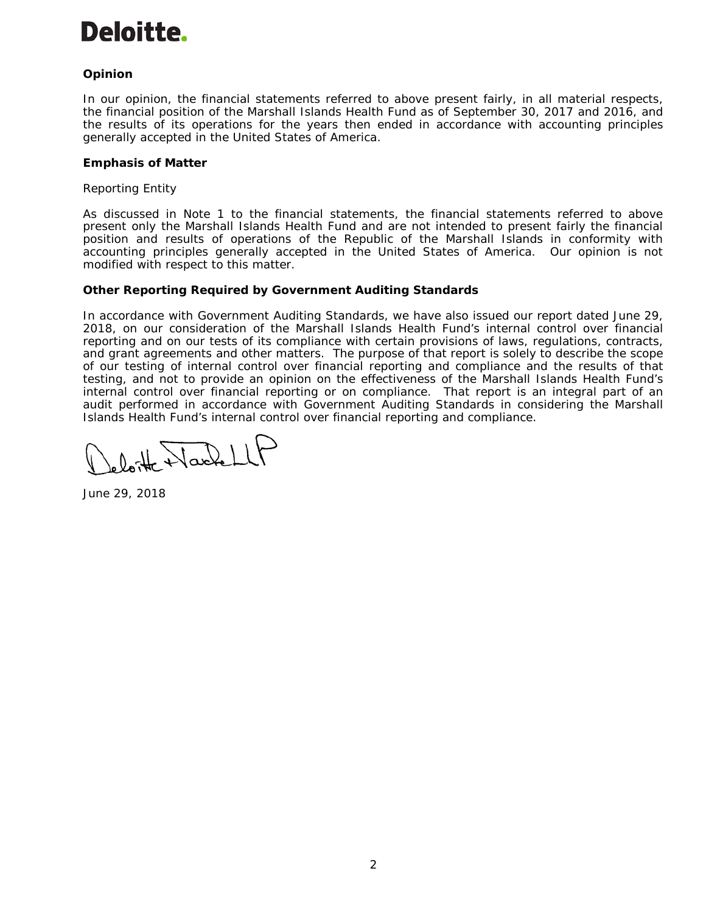**Deloitte.**

**Opinion**

In our opinion, the financial statements referred to above present fairly, in all material respects, the financial position of the Marshall Islands Health Fund as of September 30, 2017 and 2016, and the results of its operations for the years then ended in accordance with accounting principles generally accepted in the United States of America.

**Emphasis of Matter**

Reporting Entity

As discussed in Note 1 to the financial statements, the financial statements referred to above present only the Marshall Islands Health Fund and are not intended to present fairly the financial position and results of operations of the Republic of the Marshall Islands in conformity with accounting principles generally accepted in the United States of America. Our opinion is not modified with respect to this matter.

**Other Reporting Required by Government Auditing Standards**

In accordance with Government Auditing Standards, we have also issued our report dated June 29, 2018, on our consideration of the Marshall Islands Health Fund's internal control over financial reporting and on our tests of its compliance with certain provisions of laws, regulations, contracts, and grant agreements and other matters. The purpose of that report is solely to describe the scope of our testing of internal control over financial reporting and compliance and the results of that testing, and not to provide an opinion on the effectiveness of the Marshall Islands Health Fund's internal control over financial reporting or on compliance. That report is an integral part of an audit performed in accordance with Government Auditing Standards in considering the Marshall Islands Health Fund's internal control over financial reporting and compliance.

Deloitte & Touche LLP

June 29, 2018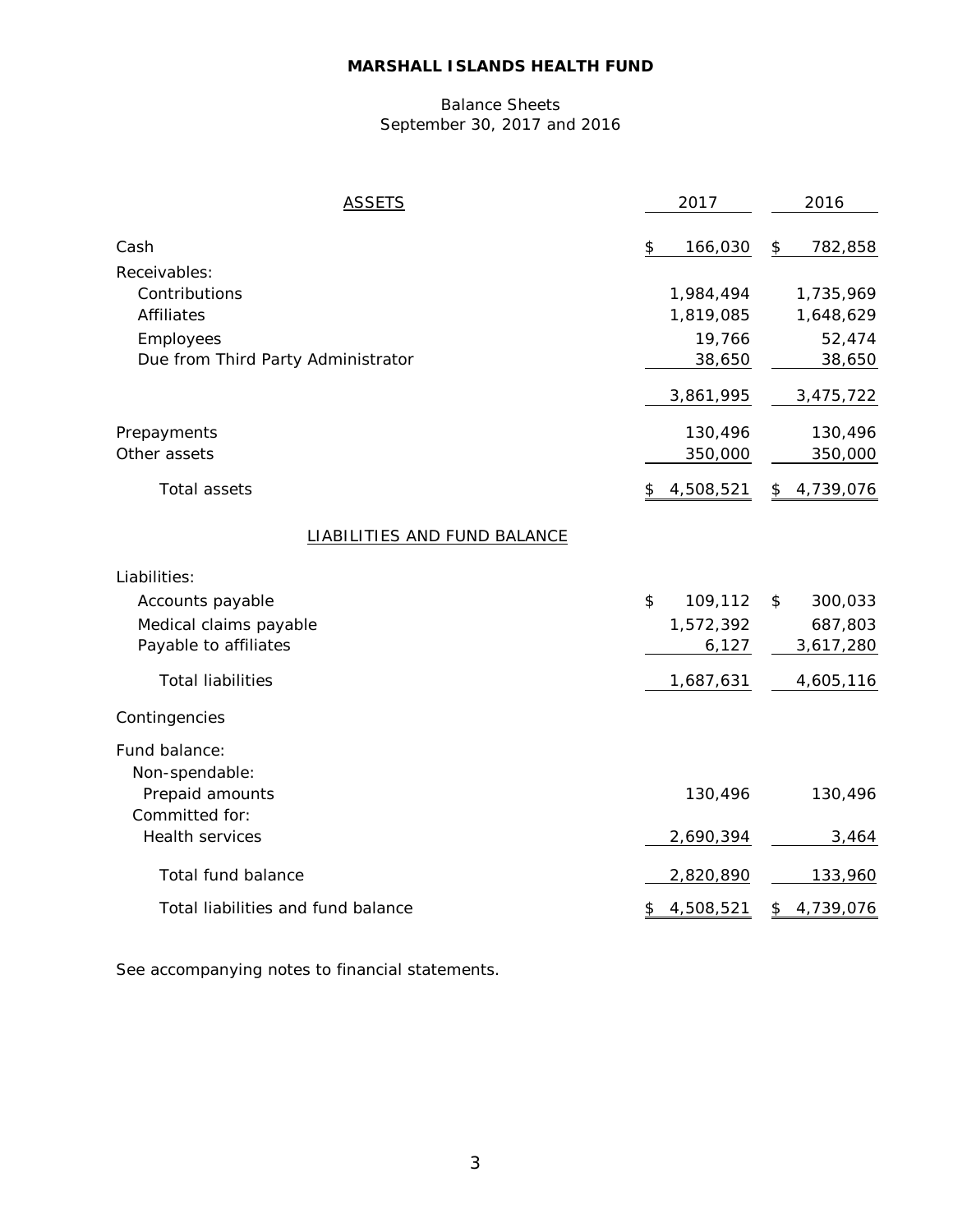# MARSHALL ISLANDS HEALTH FUND

Balance Sheets
September 30, 2017 and 2016

| ASSETS | 2017 | 2016 |
|---|---|---|
| Cash | $ 166,030 | $ 782,858 |
| Receivables: | | |
| Contributions | 1,984,494 | 1,735,969 |
| Affiliates | 1,819,085 | 1,648,629 |
| Employees | 19,766 | 52,474 |
| Due from Third Party Administrator | 38,650 | 38,650 |
| | 3,861,995 | 3,475,722 |
| Prepayments | 130,496 | 130,496 |
| Other assets | 350,000 | 350,000 |
| Total assets | $ 4,508,521 | $ 4,739,076 |
| **LIABILITIES AND FUND BALANCE** | | |
| Liabilities: | | |
| Accounts payable | $ 109,112 | $ 300,033 |
| Medical claims payable | 1,572,392 | 687,803 |
| Payable to affiliates | 6,127 | 3,617,280 |
| Total liabilities | 1,687,631 | 4,605,116 |
| Contingencies | | |
| Fund balance: | | |
| Non-spendable: | | |
| Prepaid amounts | 130,496 | 130,496 |
| Committed for: | | |
| Health services | 2,690,394 | 3,464 |
| Total fund balance | 2,820,890 | 133,960 |
| Total liabilities and fund balance | $ 4,508,521 | $ 4,739,076 |

See accompanying notes to financial statements.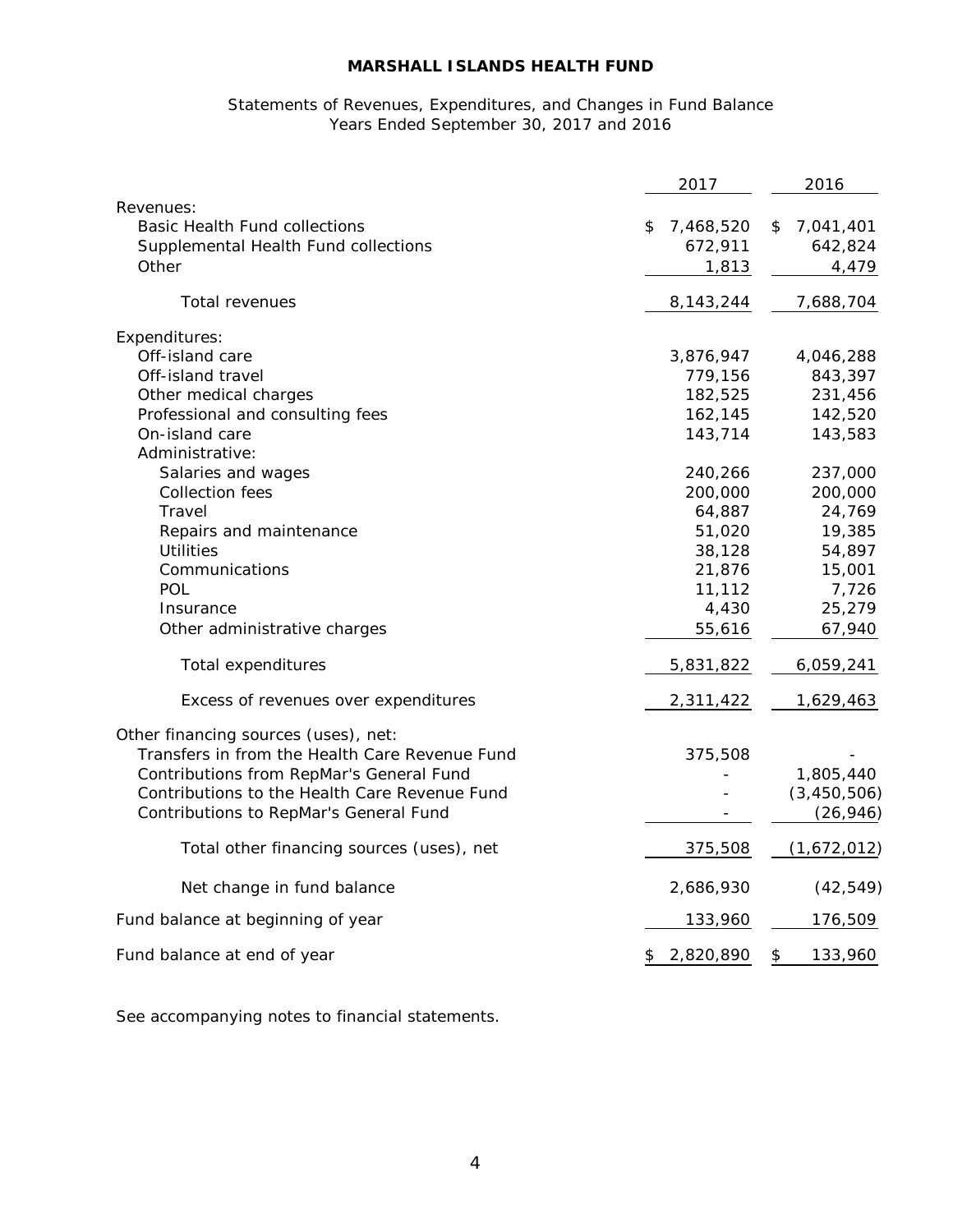**MARSHALL ISLANDS HEALTH FUND**

Statements of Revenues, Expenditures, and Changes in Fund Balance
Years Ended September 30, 2017 and 2016

| | 2017 | 2016 |
|---|---|---|
| Revenues: | | |
| Basic Health Fund collections | $ 7,468,520 | $ 7,041,401 |
| Supplemental Health Fund collections | 672,911 | 642,824 |
| Other | 1,813 | 4,479 |
| Total revenues | 8,143,244 | 7,688,704 |
| Expenditures: | | |
| Off-island care | 3,876,947 | 4,046,288 |
| Off-island travel | 779,156 | 843,397 |
| Other medical charges | 182,525 | 231,456 |
| Professional and consulting fees | 162,145 | 142,520 |
| On-island care | 143,714 | 143,583 |
| Administrative: | | |
| Salaries and wages | 240,266 | 237,000 |
| Collection fees | 200,000 | 200,000 |
| Travel | 64,887 | 24,769 |
| Repairs and maintenance | 51,020 | 19,385 |
| Utilities | 38,128 | 54,897 |
| Communications | 21,876 | 15,001 |
| POL | 11,112 | 7,726 |
| Insurance | 4,430 | 25,279 |
| Other administrative charges | 55,616 | 67,940 |
| Total expenditures | 5,831,822 | 6,059,241 |
| Excess of revenues over expenditures | 2,311,422 | 1,629,463 |
| Other financing sources (uses), net: | | |
| Transfers in from the Health Care Revenue Fund | 375,508 | - |
| Contributions from RepMar's General Fund | - | 1,805,440 |
| Contributions to the Health Care Revenue Fund | - | (3,450,506) |
| Contributions to RepMar's General Fund | - | (26,946) |
| Total other financing sources (uses), net | 375,508 | (1,672,012) |
| Net change in fund balance | 2,686,930 | (42,549) |
| Fund balance at beginning of year | 133,960 | 176,509 |
| Fund balance at end of year | $ 2,820,890 | $ 133,960 |

See accompanying notes to financial statements.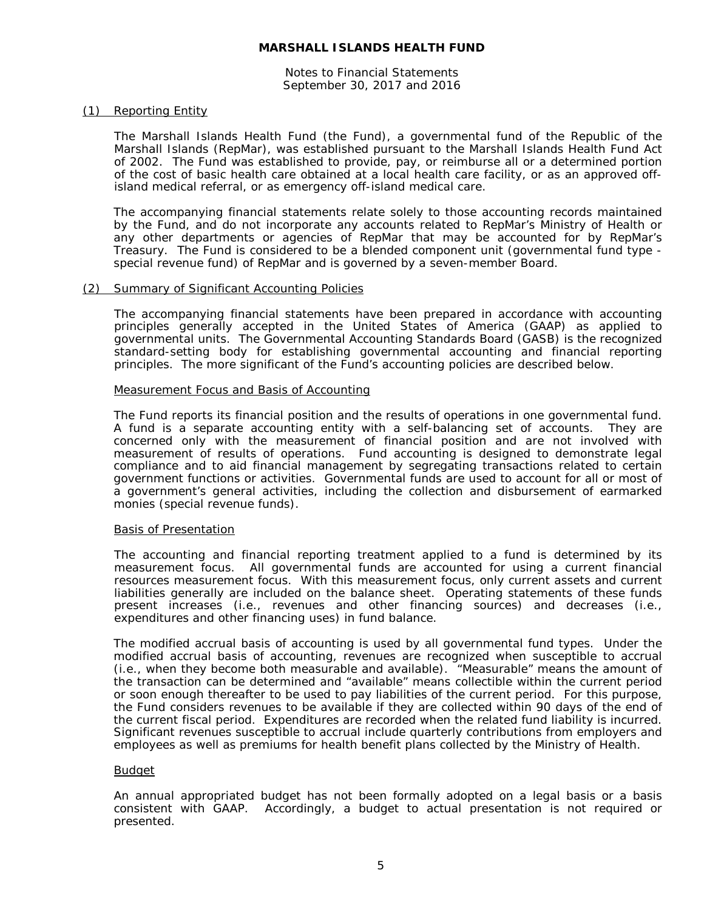**MARSHALL ISLANDS HEALTH FUND**

Notes to Financial Statements
September 30, 2017 and 2016

## (1) Reporting Entity

The Marshall Islands Health Fund (the Fund), a governmental fund of the Republic of the Marshall Islands (RepMar), was established pursuant to the Marshall Islands Health Fund Act of 2002. The Fund was established to provide, pay, or reimburse all or a determined portion of the cost of basic health care obtained at a local health care facility, or as an approved off-island medical referral, or as emergency off-island medical care.

The accompanying financial statements relate solely to those accounting records maintained by the Fund, and do not incorporate any accounts related to RepMar's Ministry of Health or any other departments or agencies of RepMar that may be accounted for by RepMar's Treasury. The Fund is considered to be a blended component unit (governmental fund type - special revenue fund) of RepMar and is governed by a seven-member Board.

## (2) Summary of Significant Accounting Policies

The accompanying financial statements have been prepared in accordance with accounting principles generally accepted in the United States of America (GAAP) as applied to governmental units. The Governmental Accounting Standards Board (GASB) is the recognized standard-setting body for establishing governmental accounting and financial reporting principles. The more significant of the Fund's accounting policies are described below.

### Measurement Focus and Basis of Accounting

The Fund reports its financial position and the results of operations in one governmental fund. A fund is a separate accounting entity with a self-balancing set of accounts. They are concerned only with the measurement of financial position and are not involved with measurement of results of operations. Fund accounting is designed to demonstrate legal compliance and to aid financial management by segregating transactions related to certain government functions or activities. Governmental funds are used to account for all or most of a government's general activities, including the collection and disbursement of earmarked monies (special revenue funds).

### Basis of Presentation

The accounting and financial reporting treatment applied to a fund is determined by its measurement focus. All governmental funds are accounted for using a current financial resources measurement focus. With this measurement focus, only current assets and current liabilities generally are included on the balance sheet. Operating statements of these funds present increases (i.e., revenues and other financing sources) and decreases (i.e., expenditures and other financing uses) in fund balance.

The modified accrual basis of accounting is used by all governmental fund types. Under the modified accrual basis of accounting, revenues are recognized when susceptible to accrual (i.e., when they become both measurable and available). "Measurable" means the amount of the transaction can be determined and "available" means collectible within the current period or soon enough thereafter to be used to pay liabilities of the current period. For this purpose, the Fund considers revenues to be available if they are collected within 90 days of the end of the current fiscal period. Expenditures are recorded when the related fund liability is incurred. Significant revenues susceptible to accrual include quarterly contributions from employers and employees as well as premiums for health benefit plans collected by the Ministry of Health.

### Budget

An annual appropriated budget has not been formally adopted on a legal basis or a basis consistent with GAAP. Accordingly, a budget to actual presentation is not required or presented.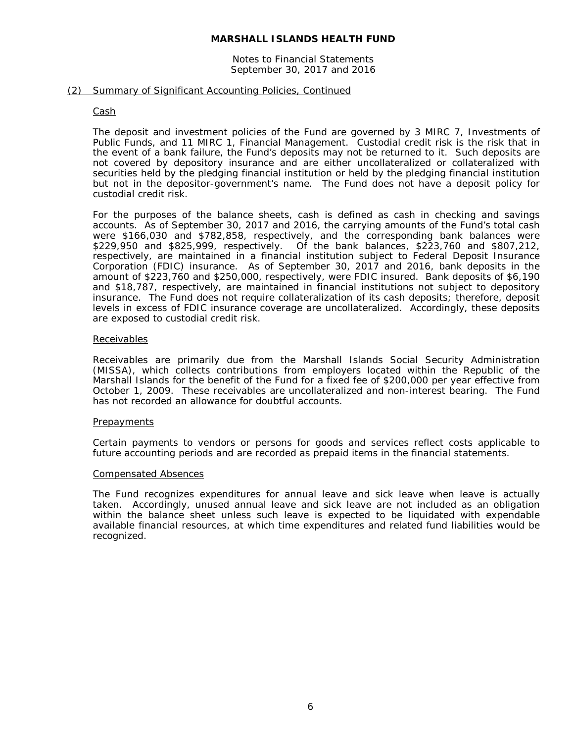# MARSHALL ISLANDS HEALTH FUND

Notes to Financial Statements
September 30, 2017 and 2016

## (2) Summary of Significant Accounting Policies, Continued

### Cash

The deposit and investment policies of the Fund are governed by 3 MIRC 7, Investments of Public Funds, and 11 MIRC 1, Financial Management. Custodial credit risk is the risk that in the event of a bank failure, the Fund's deposits may not be returned to it. Such deposits are not covered by depository insurance and are either uncollateralized or collateralized with securities held by the pledging financial institution or held by the pledging financial institution but not in the depositor-government's name. The Fund does not have a deposit policy for custodial credit risk.

For the purposes of the balance sheets, cash is defined as cash in checking and savings accounts. As of September 30, 2017 and 2016, the carrying amounts of the Fund's total cash were $166,030 and $782,858, respectively, and the corresponding bank balances were $229,950 and $825,999, respectively. Of the bank balances, $223,760 and $807,212, respectively, are maintained in a financial institution subject to Federal Deposit Insurance Corporation (FDIC) insurance. As of September 30, 2017 and 2016, bank deposits in the amount of $223,760 and $250,000, respectively, were FDIC insured. Bank deposits of $6,190 and $18,787, respectively, are maintained in financial institutions not subject to depository insurance. The Fund does not require collateralization of its cash deposits; therefore, deposit levels in excess of FDIC insurance coverage are uncollateralized. Accordingly, these deposits are exposed to custodial credit risk.

### Receivables

Receivables are primarily due from the Marshall Islands Social Security Administration (MISSA), which collects contributions from employers located within the Republic of the Marshall Islands for the benefit of the Fund for a fixed fee of $200,000 per year effective from October 1, 2009. These receivables are uncollateralized and non-interest bearing. The Fund has not recorded an allowance for doubtful accounts.

### Prepayments

Certain payments to vendors or persons for goods and services reflect costs applicable to future accounting periods and are recorded as prepaid items in the financial statements.

### Compensated Absences

The Fund recognizes expenditures for annual leave and sick leave when leave is actually taken. Accordingly, unused annual leave and sick leave are not included as an obligation within the balance sheet unless such leave is expected to be liquidated with expendable available financial resources, at which time expenditures and related fund liabilities would be recognized.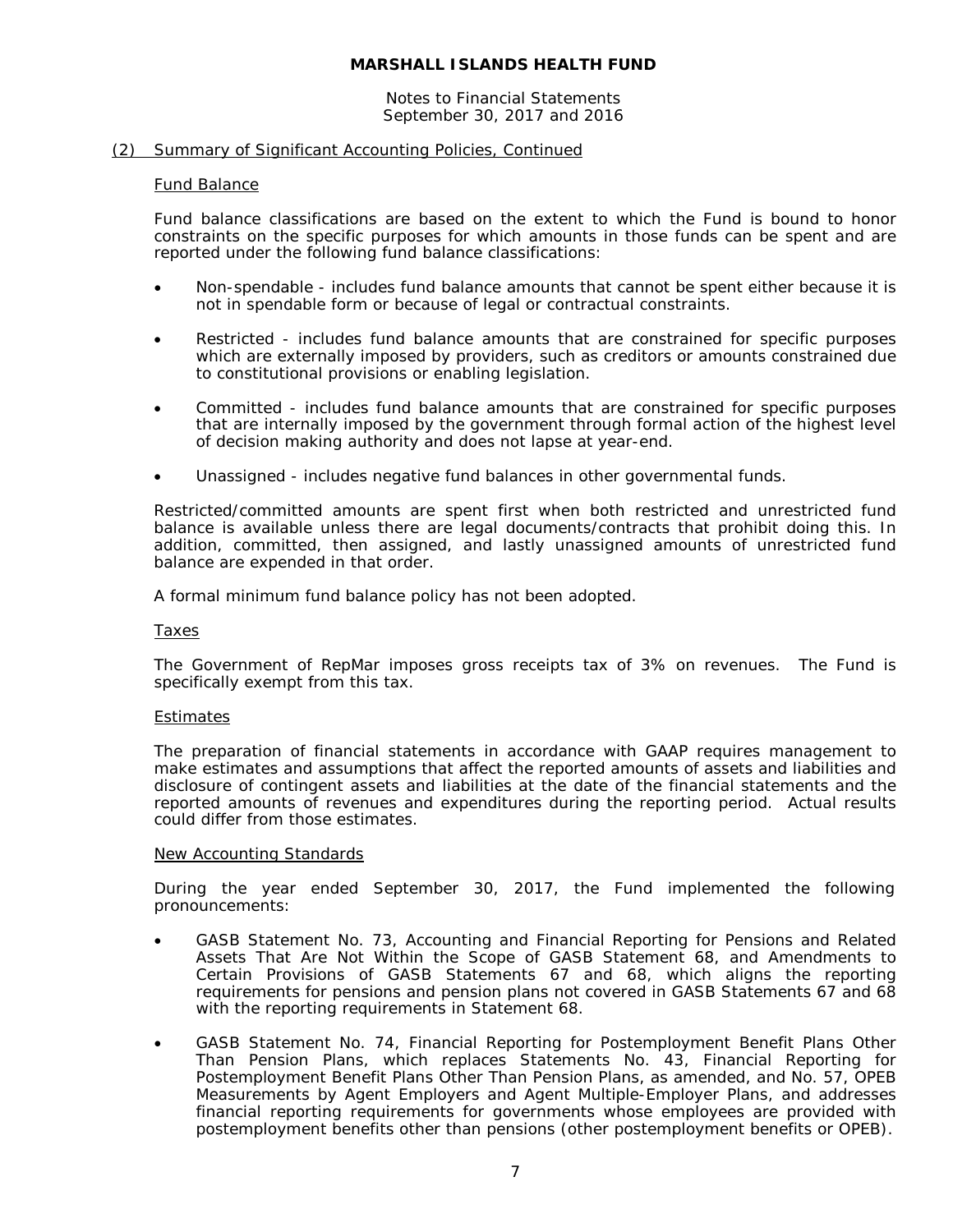## (2) Summary of Significant Accounting Policies, Continued

### Fund Balance

Fund balance classifications are based on the extent to which the Fund is bound to honor constraints on the specific purposes for which amounts in those funds can be spent and are reported under the following fund balance classifications:

- Non-spendable - includes fund balance amounts that cannot be spent either because it is not in spendable form or because of legal or contractual constraints.

- Restricted - includes fund balance amounts that are constrained for specific purposes which are externally imposed by providers, such as creditors or amounts constrained due to constitutional provisions or enabling legislation.

- Committed - includes fund balance amounts that are constrained for specific purposes that are internally imposed by the government through formal action of the highest level of decision making authority and does not lapse at year-end.

- Unassigned - includes negative fund balances in other governmental funds.

Restricted/committed amounts are spent first when both restricted and unrestricted fund balance is available unless there are legal documents/contracts that prohibit doing this. In addition, committed, then assigned, and lastly unassigned amounts of unrestricted fund balance are expended in that order.

A formal minimum fund balance policy has not been adopted.

### Taxes

The Government of RepMar imposes gross receipts tax of 3% on revenues. The Fund is specifically exempt from this tax.

### Estimates

The preparation of financial statements in accordance with GAAP requires management to make estimates and assumptions that affect the reported amounts of assets and liabilities and disclosure of contingent assets and liabilities at the date of the financial statements and the reported amounts of revenues and expenditures during the reporting period. Actual results could differ from those estimates.

### New Accounting Standards

During the year ended September 30, 2017, the Fund implemented the following pronouncements:

- GASB Statement No. 73, Accounting and Financial Reporting for Pensions and Related Assets That Are Not Within the Scope of GASB Statement 68, and Amendments to Certain Provisions of GASB Statements 67 and 68, which aligns the reporting requirements for pensions and pension plans not covered in GASB Statements 67 and 68 with the reporting requirements in Statement 68.

- GASB Statement No. 74, Financial Reporting for Postemployment Benefit Plans Other Than Pension Plans, which replaces Statements No. 43, Financial Reporting for Postemployment Benefit Plans Other Than Pension Plans, as amended, and No. 57, OPEB Measurements by Agent Employers and Agent Multiple-Employer Plans, and addresses financial reporting requirements for governments whose employees are provided with postemployment benefits other than pensions (other postemployment benefits or OPEB).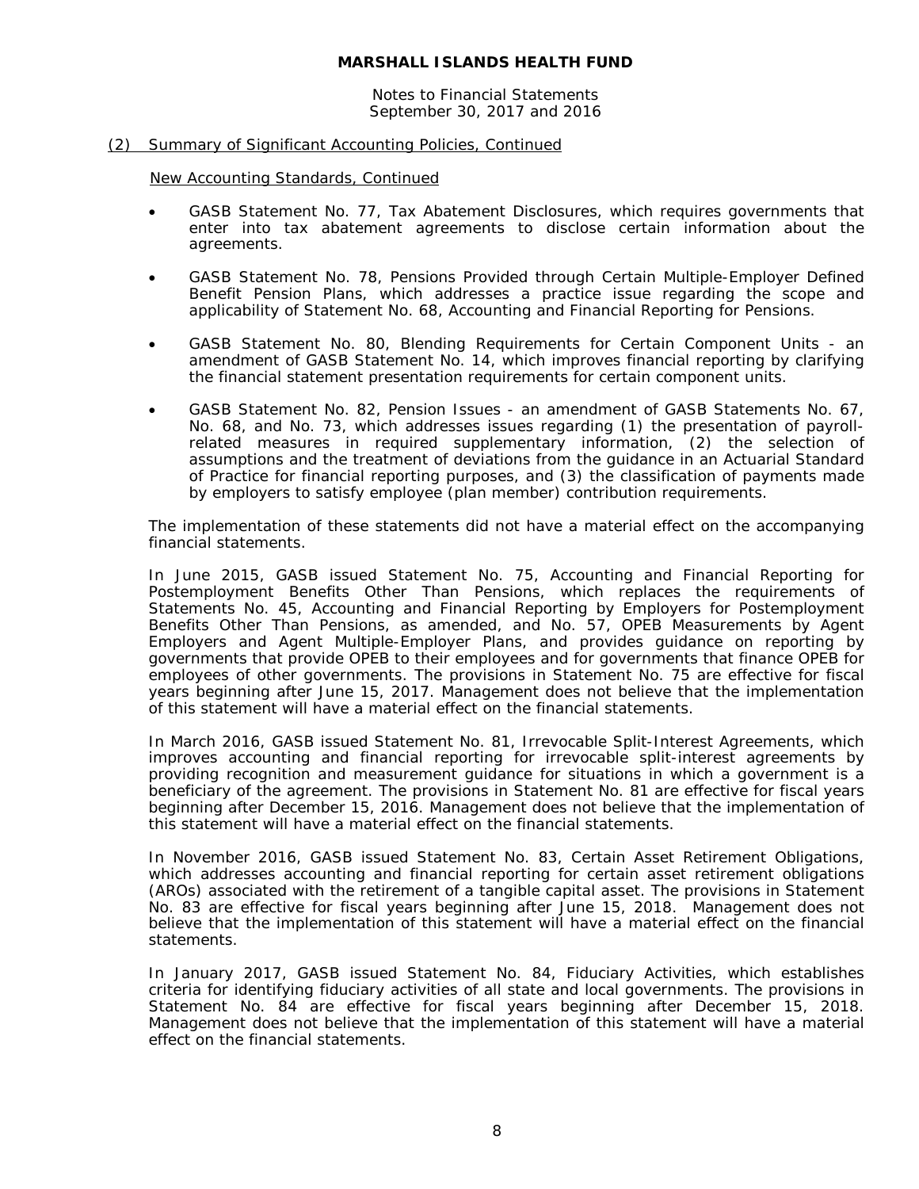## (2) Summary of Significant Accounting Policies, Continued

### New Accounting Standards, Continued

- GASB Statement No. 77, Tax Abatement Disclosures, which requires governments that enter into tax abatement agreements to disclose certain information about the agreements.
- GASB Statement No. 78, Pensions Provided through Certain Multiple-Employer Defined Benefit Pension Plans, which addresses a practice issue regarding the scope and applicability of Statement No. 68, Accounting and Financial Reporting for Pensions.
- GASB Statement No. 80, Blending Requirements for Certain Component Units - an amendment of GASB Statement No. 14, which improves financial reporting by clarifying the financial statement presentation requirements for certain component units.
- GASB Statement No. 82, Pension Issues - an amendment of GASB Statements No. 67, No. 68, and No. 73, which addresses issues regarding (1) the presentation of payroll-related measures in required supplementary information, (2) the selection of assumptions and the treatment of deviations from the guidance in an Actuarial Standard of Practice for financial reporting purposes, and (3) the classification of payments made by employers to satisfy employee (plan member) contribution requirements.

The implementation of these statements did not have a material effect on the accompanying financial statements.

In June 2015, GASB issued Statement No. 75, Accounting and Financial Reporting for Postemployment Benefits Other Than Pensions, which replaces the requirements of Statements No. 45, Accounting and Financial Reporting by Employers for Postemployment Benefits Other Than Pensions, as amended, and No. 57, OPEB Measurements by Agent Employers and Agent Multiple-Employer Plans, and provides guidance on reporting by governments that provide OPEB to their employees and for governments that finance OPEB for employees of other governments. The provisions in Statement No. 75 are effective for fiscal years beginning after June 15, 2017. Management does not believe that the implementation of this statement will have a material effect on the financial statements.

In March 2016, GASB issued Statement No. 81, Irrevocable Split-Interest Agreements, which improves accounting and financial reporting for irrevocable split-interest agreements by providing recognition and measurement guidance for situations in which a government is a beneficiary of the agreement. The provisions in Statement No. 81 are effective for fiscal years beginning after December 15, 2016. Management does not believe that the implementation of this statement will have a material effect on the financial statements.

In November 2016, GASB issued Statement No. 83, Certain Asset Retirement Obligations, which addresses accounting and financial reporting for certain asset retirement obligations (AROs) associated with the retirement of a tangible capital asset. The provisions in Statement No. 83 are effective for fiscal years beginning after June 15, 2018. Management does not believe that the implementation of this statement will have a material effect on the financial statements.

In January 2017, GASB issued Statement No. 84, Fiduciary Activities, which establishes criteria for identifying fiduciary activities of all state and local governments. The provisions in Statement No. 84 are effective for fiscal years beginning after December 15, 2018. Management does not believe that the implementation of this statement will have a material effect on the financial statements.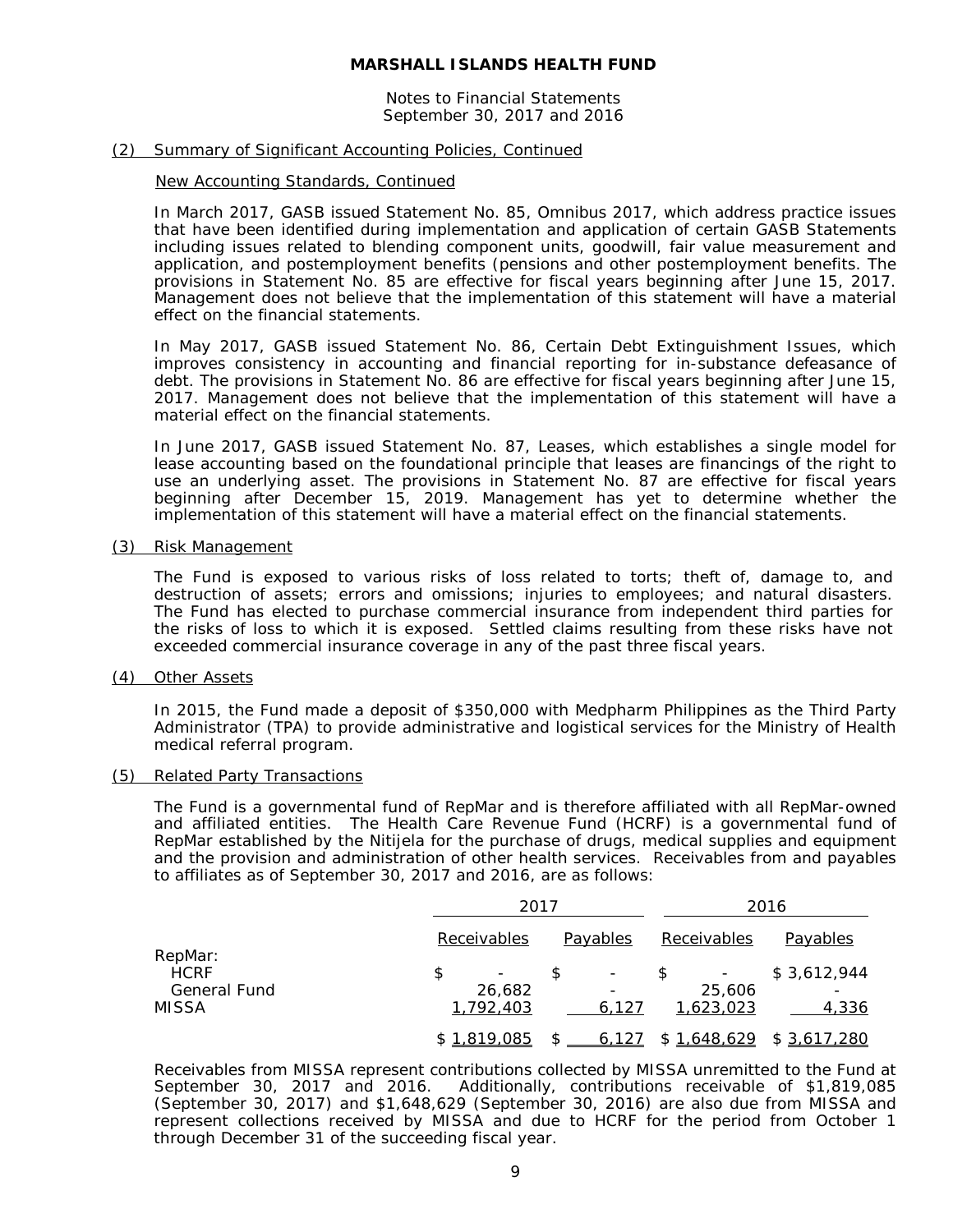## MARSHALL ISLANDS HEALTH FUND

Notes to Financial Statements
September 30, 2017 and 2016

### (2) Summary of Significant Accounting Policies, Continued

#### New Accounting Standards, Continued

In March 2017, GASB issued Statement No. 85, Omnibus 2017, which address practice issues that have been identified during implementation and application of certain GASB Statements including issues related to blending component units, goodwill, fair value measurement and application, and postemployment benefits (pensions and other postemployment benefits. The provisions in Statement No. 85 are effective for fiscal years beginning after June 15, 2017. Management does not believe that the implementation of this statement will have a material effect on the financial statements.

In May 2017, GASB issued Statement No. 86, Certain Debt Extinguishment Issues, which improves consistency in accounting and financial reporting for in-substance defeasance of debt. The provisions in Statement No. 86 are effective for fiscal years beginning after June 15, 2017. Management does not believe that the implementation of this statement will have a material effect on the financial statements.

In June 2017, GASB issued Statement No. 87, Leases, which establishes a single model for lease accounting based on the foundational principle that leases are financings of the right to use an underlying asset. The provisions in Statement No. 87 are effective for fiscal years beginning after December 15, 2019. Management has yet to determine whether the implementation of this statement will have a material effect on the financial statements.

### (3) Risk Management

The Fund is exposed to various risks of loss related to torts; theft of, damage to, and destruction of assets; errors and omissions; injuries to employees; and natural disasters. The Fund has elected to purchase commercial insurance from independent third parties for the risks of loss to which it is exposed. Settled claims resulting from these risks have not exceeded commercial insurance coverage in any of the past three fiscal years.

### (4) Other Assets

In 2015, the Fund made a deposit of $350,000 with Medpharm Philippines as the Third Party Administrator (TPA) to provide administrative and logistical services for the Ministry of Health medical referral program.

### (5) Related Party Transactions

The Fund is a governmental fund of RepMar and is therefore affiliated with all RepMar-owned and affiliated entities. The Health Care Revenue Fund (HCRF) is a governmental fund of RepMar established by the Nitijela for the purchase of drugs, medical supplies and equipment and the provision and administration of other health services. Receivables from and payables to affiliates as of September 30, 2017 and 2016, are as follows:

| | 2017 | | 2016 | |
|---|---|---|---|---|
| | Receivables | Payables | Receivables | Payables |
| RepMar: | | | | |
| HCRF | $ - | $ - | $ - | $ 3,612,944 |
| General Fund | 26,682 | - | 25,606 | - |
| MISSA | 1,792,403 | 6,127 | 1,623,023 | 4,336 |
| | $ 1,819,085 | $ 6,127 | $ 1,648,629 | $ 3,617,280 |

Receivables from MISSA represent contributions collected by MISSA unremitted to the Fund at September 30, 2017 and 2016. Additionally, contributions receivable of $1,819,085 (September 30, 2017) and $1,648,629 (September 30, 2016) are also due from MISSA and represent collections received by MISSA and due to HCRF for the period from October 1 through December 31 of the succeeding fiscal year.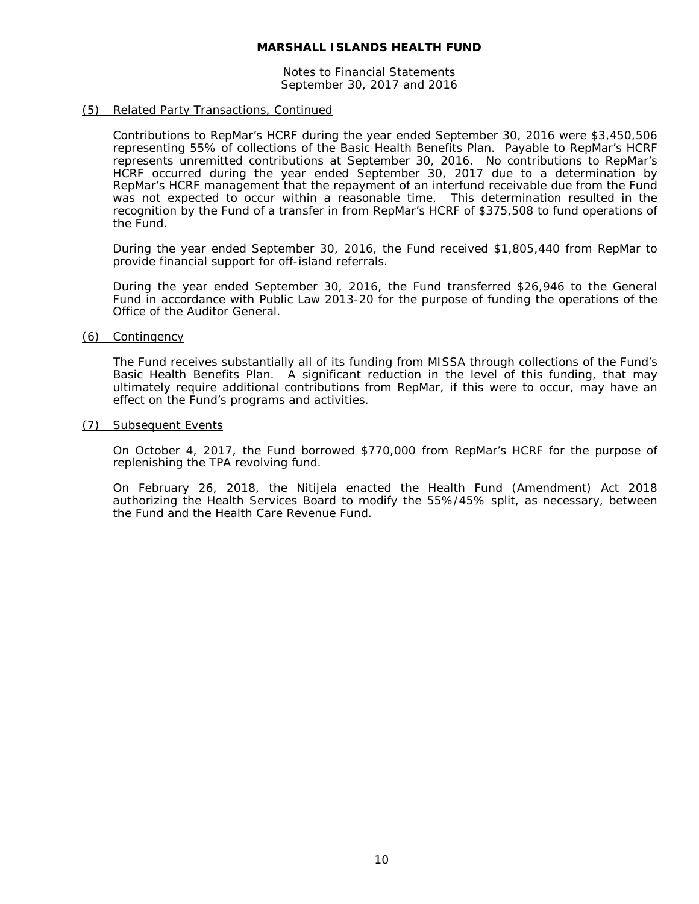# MARSHALL ISLANDS HEALTH FUND

Notes to Financial Statements
September 30, 2017 and 2016

## (5) Related Party Transactions, Continued

Contributions to RepMar's HCRF during the year ended September 30, 2016 were $3,450,506 representing 55% of collections of the Basic Health Benefits Plan. Payable to RepMar's HCRF represents unremitted contributions at September 30, 2016. No contributions to RepMar's HCRF occurred during the year ended September 30, 2017 due to a determination by RepMar's HCRF management that the repayment of an interfund receivable due from the Fund was not expected to occur within a reasonable time. This determination resulted in the recognition by the Fund of a transfer in from RepMar's HCRF of $375,508 to fund operations of the Fund.

During the year ended September 30, 2016, the Fund received $1,805,440 from RepMar to provide financial support for off-island referrals.

During the year ended September 30, 2016, the Fund transferred $26,946 to the General Fund in accordance with Public Law 2013-20 for the purpose of funding the operations of the Office of the Auditor General.

## (6) Contingency

The Fund receives substantially all of its funding from MISSA through collections of the Fund's Basic Health Benefits Plan. A significant reduction in the level of this funding, that may ultimately require additional contributions from RepMar, if this were to occur, may have an effect on the Fund's programs and activities.

## (7) Subsequent Events

On October 4, 2017, the Fund borrowed $770,000 from RepMar's HCRF for the purpose of replenishing the TPA revolving fund.

On February 26, 2018, the Nitijela enacted the Health Fund (Amendment) Act 2018 authorizing the Health Services Board to modify the 55%/45% split, as necessary, between the Fund and the Health Care Revenue Fund.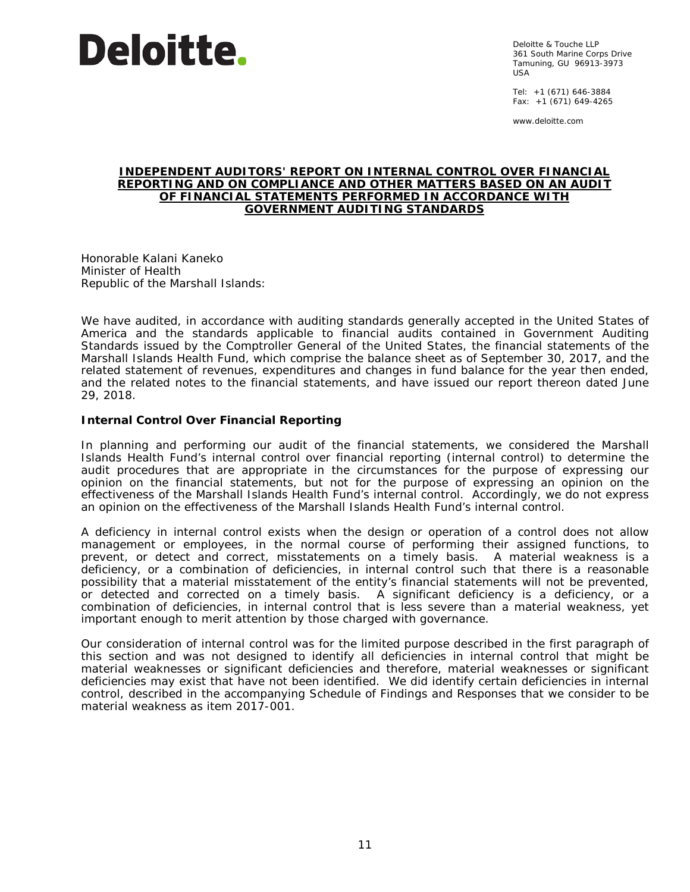**Deloitte.**

Deloitte & Touche LLP
361 South Marine Corps Drive
Tamuning, GU 96913-3973
USA

Tel: +1 (671) 646-3884
Fax: +1 (671) 649-4265

www.deloitte.com

## INDEPENDENT AUDITORS' REPORT ON INTERNAL CONTROL OVER FINANCIAL REPORTING AND ON COMPLIANCE AND OTHER MATTERS BASED ON AN AUDIT OF FINANCIAL STATEMENTS PERFORMED IN ACCORDANCE WITH GOVERNMENT AUDITING STANDARDS

Honorable Kalani Kaneko
Minister of Health
Republic of the Marshall Islands:

We have audited, in accordance with auditing standards generally accepted in the United States of America and the standards applicable to financial audits contained in Government Auditing Standards issued by the Comptroller General of the United States, the financial statements of the Marshall Islands Health Fund, which comprise the balance sheet as of September 30, 2017, and the related statement of revenues, expenditures and changes in fund balance for the year then ended, and the related notes to the financial statements, and have issued our report thereon dated June 29, 2018.

**Internal Control Over Financial Reporting**

In planning and performing our audit of the financial statements, we considered the Marshall Islands Health Fund's internal control over financial reporting (internal control) to determine the audit procedures that are appropriate in the circumstances for the purpose of expressing our opinion on the financial statements, but not for the purpose of expressing an opinion on the effectiveness of the Marshall Islands Health Fund's internal control. Accordingly, we do not express an opinion on the effectiveness of the Marshall Islands Health Fund's internal control.

A deficiency in internal control exists when the design or operation of a control does not allow management or employees, in the normal course of performing their assigned functions, to prevent, or detect and correct, misstatements on a timely basis. A material weakness is a deficiency, or a combination of deficiencies, in internal control such that there is a reasonable possibility that a material misstatement of the entity's financial statements will not be prevented, or detected and corrected on a timely basis. A significant deficiency is a deficiency, or a combination of deficiencies, in internal control that is less severe than a material weakness, yet important enough to merit attention by those charged with governance.

Our consideration of internal control was for the limited purpose described in the first paragraph of this section and was not designed to identify all deficiencies in internal control that might be material weaknesses or significant deficiencies and therefore, material weaknesses or significant deficiencies may exist that have not been identified. We did identify certain deficiencies in internal control, described in the accompanying Schedule of Findings and Responses that we consider to be material weakness as item 2017-001.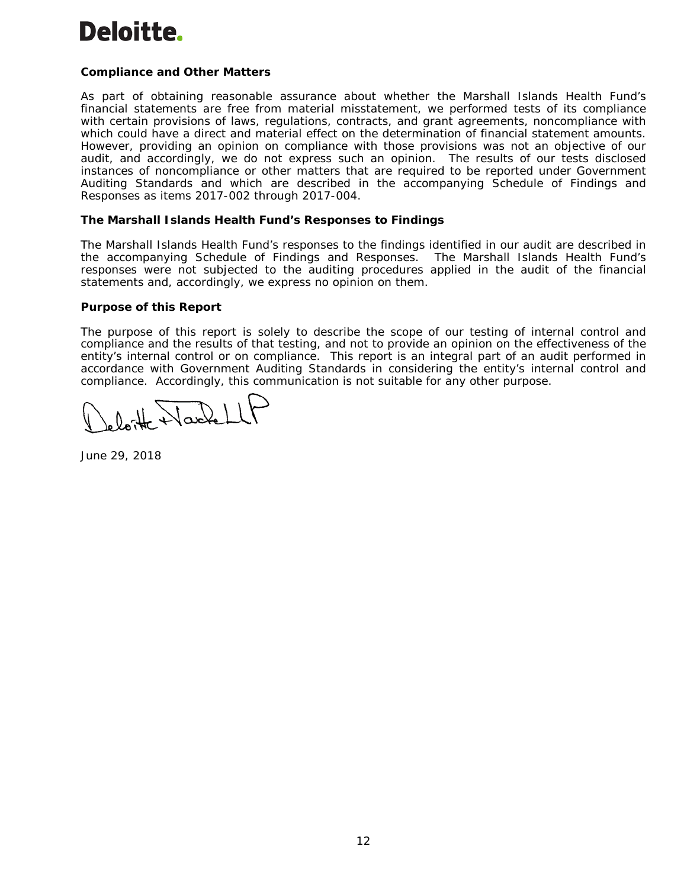### Compliance and Other Matters

As part of obtaining reasonable assurance about whether the Marshall Islands Health Fund's financial statements are free from material misstatement, we performed tests of its compliance with certain provisions of laws, regulations, contracts, and grant agreements, noncompliance with which could have a direct and material effect on the determination of financial statement amounts. However, providing an opinion on compliance with those provisions was not an objective of our audit, and accordingly, we do not express such an opinion. The results of our tests disclosed instances of noncompliance or other matters that are required to be reported under Government Auditing Standards and which are described in the accompanying Schedule of Findings and Responses as items 2017-002 through 2017-004.

### The Marshall Islands Health Fund's Responses to Findings

The Marshall Islands Health Fund's responses to the findings identified in our audit are described in the accompanying Schedule of Findings and Responses. The Marshall Islands Health Fund's responses were not subjected to the auditing procedures applied in the audit of the financial statements and, accordingly, we express no opinion on them.

### Purpose of this Report

The purpose of this report is solely to describe the scope of our testing of internal control and compliance and the results of that testing, and not to provide an opinion on the effectiveness of the entity's internal control or on compliance. This report is an integral part of an audit performed in accordance with Government Auditing Standards in considering the entity's internal control and compliance. Accordingly, this communication is not suitable for any other purpose.

Deloitte & Touche LLP

June 29, 2018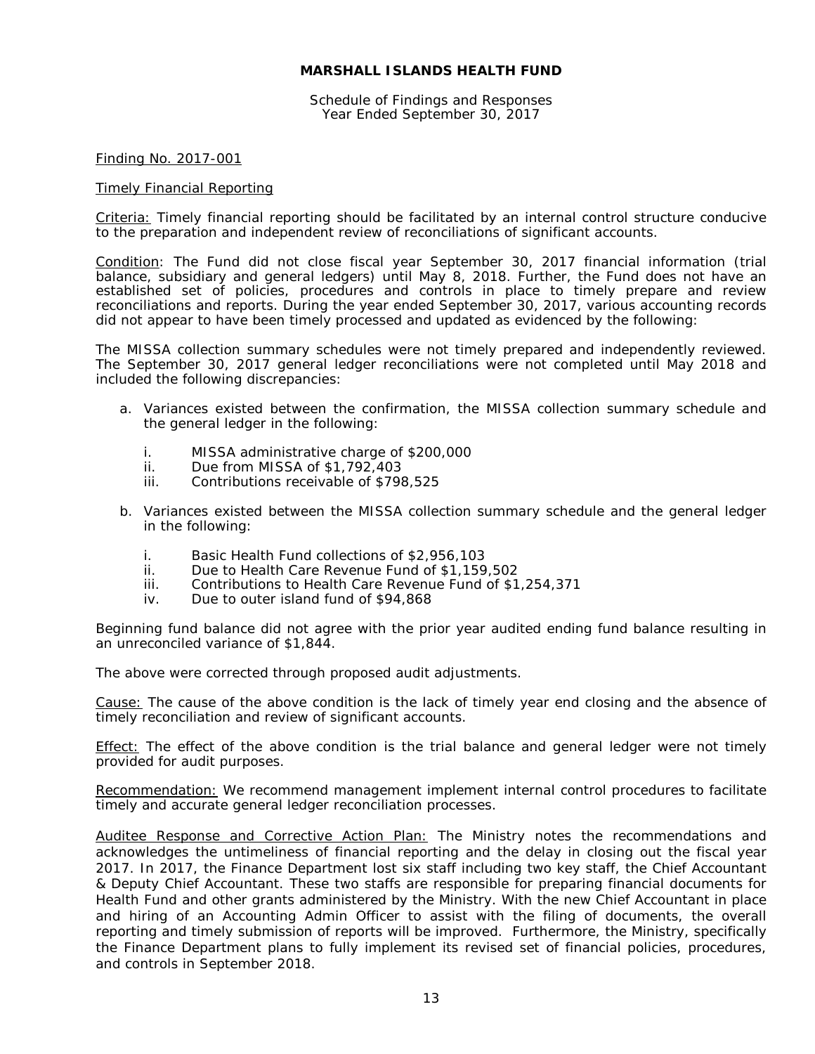# MARSHALL ISLANDS HEALTH FUND

Schedule of Findings and Responses
Year Ended September 30, 2017

Finding No. 2017-001

Timely Financial Reporting

Criteria: Timely financial reporting should be facilitated by an internal control structure conducive to the preparation and independent review of reconciliations of significant accounts.

Condition: The Fund did not close fiscal year September 30, 2017 financial information (trial balance, subsidiary and general ledgers) until May 8, 2018. Further, the Fund does not have an established set of policies, procedures and controls in place to timely prepare and review reconciliations and reports. During the year ended September 30, 2017, various accounting records did not appear to have been timely processed and updated as evidenced by the following:

The MISSA collection summary schedules were not timely prepared and independently reviewed. The September 30, 2017 general ledger reconciliations were not completed until May 2018 and included the following discrepancies:

a. Variances existed between the confirmation, the MISSA collection summary schedule and the general ledger in the following:

   i. MISSA administrative charge of $200,000
   ii. Due from MISSA of $1,792,403
   iii. Contributions receivable of $798,525

b. Variances existed between the MISSA collection summary schedule and the general ledger in the following:

   i. Basic Health Fund collections of $2,956,103
   ii. Due to Health Care Revenue Fund of $1,159,502
   iii. Contributions to Health Care Revenue Fund of $1,254,371
   iv. Due to outer island fund of $94,868

Beginning fund balance did not agree with the prior year audited ending fund balance resulting in an unreconciled variance of $1,844.

The above were corrected through proposed audit adjustments.

Cause: The cause of the above condition is the lack of timely year end closing and the absence of timely reconciliation and review of significant accounts.

Effect: The effect of the above condition is the trial balance and general ledger were not timely provided for audit purposes.

Recommendation: We recommend management implement internal control procedures to facilitate timely and accurate general ledger reconciliation processes.

Auditee Response and Corrective Action Plan: The Ministry notes the recommendations and acknowledges the untimeliness of financial reporting and the delay in closing out the fiscal year 2017. In 2017, the Finance Department lost six staff including two key staff, the Chief Accountant & Deputy Chief Accountant. These two staffs are responsible for preparing financial documents for Health Fund and other grants administered by the Ministry. With the new Chief Accountant in place and hiring of an Accounting Admin Officer to assist with the filing of documents, the overall reporting and timely submission of reports will be improved. Furthermore, the Ministry, specifically the Finance Department plans to fully implement its revised set of financial policies, procedures, and controls in September 2018.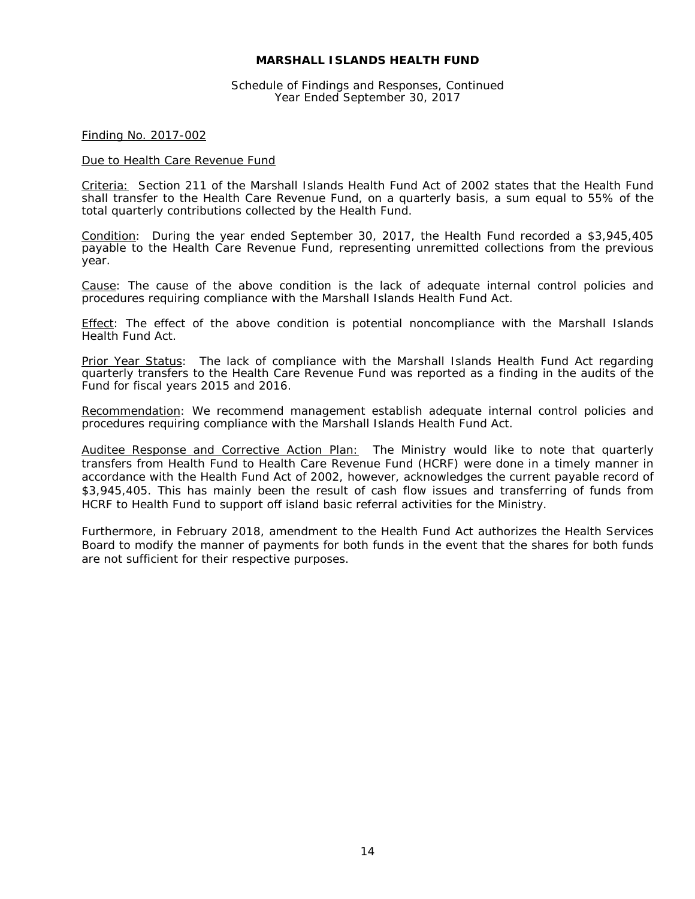**MARSHALL ISLANDS HEALTH FUND**

Schedule of Findings and Responses, Continued
Year Ended September 30, 2017

Finding No. 2017-002

Due to Health Care Revenue Fund

Criteria: Section 211 of the Marshall Islands Health Fund Act of 2002 states that the Health Fund shall transfer to the Health Care Revenue Fund, on a quarterly basis, a sum equal to 55% of the total quarterly contributions collected by the Health Fund.

Condition: During the year ended September 30, 2017, the Health Fund recorded a $3,945,405 payable to the Health Care Revenue Fund, representing unremitted collections from the previous year.

Cause: The cause of the above condition is the lack of adequate internal control policies and procedures requiring compliance with the Marshall Islands Health Fund Act.

Effect: The effect of the above condition is potential noncompliance with the Marshall Islands Health Fund Act.

Prior Year Status: The lack of compliance with the Marshall Islands Health Fund Act regarding quarterly transfers to the Health Care Revenue Fund was reported as a finding in the audits of the Fund for fiscal years 2015 and 2016.

Recommendation: We recommend management establish adequate internal control policies and procedures requiring compliance with the Marshall Islands Health Fund Act.

Auditee Response and Corrective Action Plan: The Ministry would like to note that quarterly transfers from Health Fund to Health Care Revenue Fund (HCRF) were done in a timely manner in accordance with the Health Fund Act of 2002, however, acknowledges the current payable record of $3,945,405. This has mainly been the result of cash flow issues and transferring of funds from HCRF to Health Fund to support off island basic referral activities for the Ministry.

Furthermore, in February 2018, amendment to the Health Fund Act authorizes the Health Services Board to modify the manner of payments for both funds in the event that the shares for both funds are not sufficient for their respective purposes.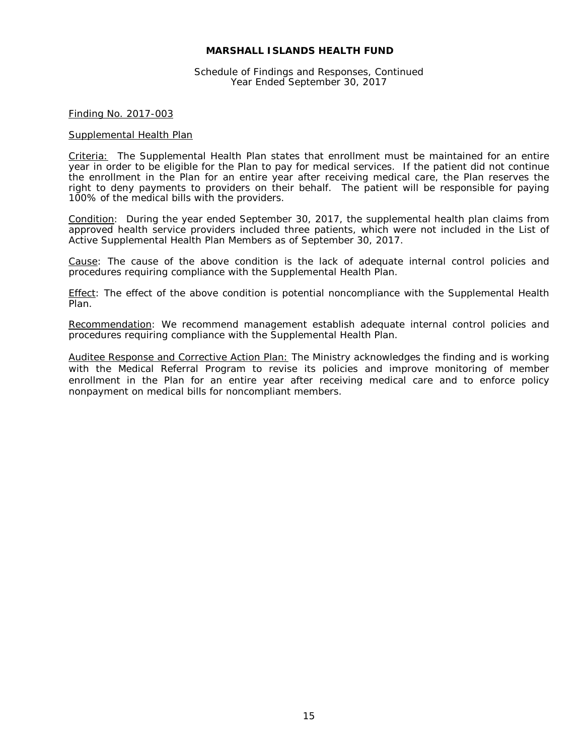# MARSHALL ISLANDS HEALTH FUND

Schedule of Findings and Responses, Continued
Year Ended September 30, 2017

Finding No. 2017-003

Supplemental Health Plan

Criteria: The Supplemental Health Plan states that enrollment must be maintained for an entire year in order to be eligible for the Plan to pay for medical services. If the patient did not continue the enrollment in the Plan for an entire year after receiving medical care, the Plan reserves the right to deny payments to providers on their behalf. The patient will be responsible for paying 100% of the medical bills with the providers.

Condition: During the year ended September 30, 2017, the supplemental health plan claims from approved health service providers included three patients, which were not included in the List of Active Supplemental Health Plan Members as of September 30, 2017.

Cause: The cause of the above condition is the lack of adequate internal control policies and procedures requiring compliance with the Supplemental Health Plan.

Effect: The effect of the above condition is potential noncompliance with the Supplemental Health Plan.

Recommendation: We recommend management establish adequate internal control policies and procedures requiring compliance with the Supplemental Health Plan.

Auditee Response and Corrective Action Plan: The Ministry acknowledges the finding and is working with the Medical Referral Program to revise its policies and improve monitoring of member enrollment in the Plan for an entire year after receiving medical care and to enforce policy nonpayment on medical bills for noncompliant members.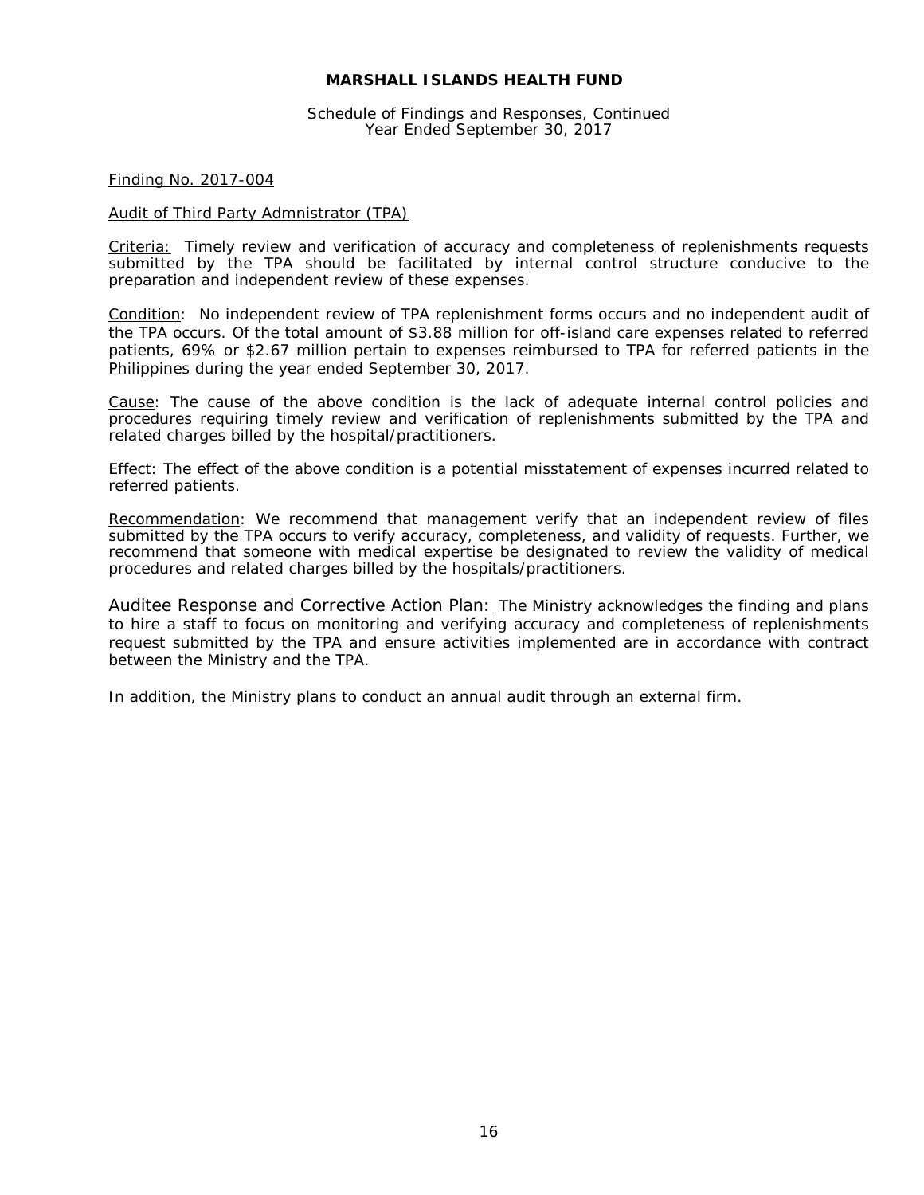# MARSHALL ISLANDS HEALTH FUND

Schedule of Findings and Responses, Continued
Year Ended September 30, 2017

Finding No. 2017-004

Audit of Third Party Admnistrator (TPA)

Criteria: Timely review and verification of accuracy and completeness of replenishments requests submitted by the TPA should be facilitated by internal control structure conducive to the preparation and independent review of these expenses.

Condition: No independent review of TPA replenishment forms occurs and no independent audit of the TPA occurs. Of the total amount of $3.88 million for off-island care expenses related to referred patients, 69% or $2.67 million pertain to expenses reimbursed to TPA for referred patients in the Philippines during the year ended September 30, 2017.

Cause: The cause of the above condition is the lack of adequate internal control policies and procedures requiring timely review and verification of replenishments submitted by the TPA and related charges billed by the hospital/practitioners.

Effect: The effect of the above condition is a potential misstatement of expenses incurred related to referred patients.

Recommendation: We recommend that management verify that an independent review of files submitted by the TPA occurs to verify accuracy, completeness, and validity of requests. Further, we recommend that someone with medical expertise be designated to review the validity of medical procedures and related charges billed by the hospitals/practitioners.

Auditee Response and Corrective Action Plan: The Ministry acknowledges the finding and plans to hire a staff to focus on monitoring and verifying accuracy and completeness of replenishments request submitted by the TPA and ensure activities implemented are in accordance with contract between the Ministry and the TPA.

In addition, the Ministry plans to conduct an annual audit through an external firm.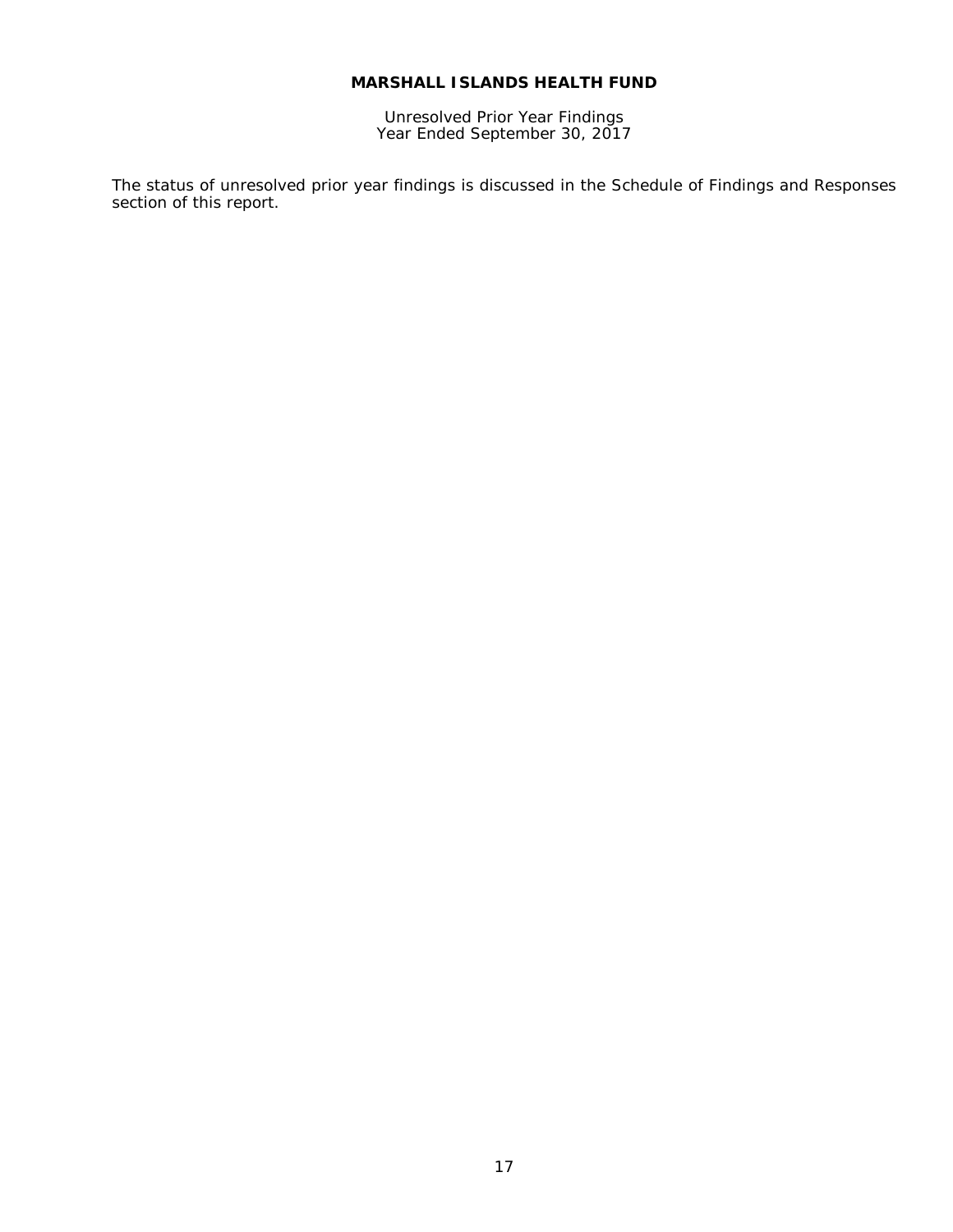# MARSHALL ISLANDS HEALTH FUND

Unresolved Prior Year Findings
Year Ended September 30, 2017

The status of unresolved prior year findings is discussed in the Schedule of Findings and Responses section of this report.